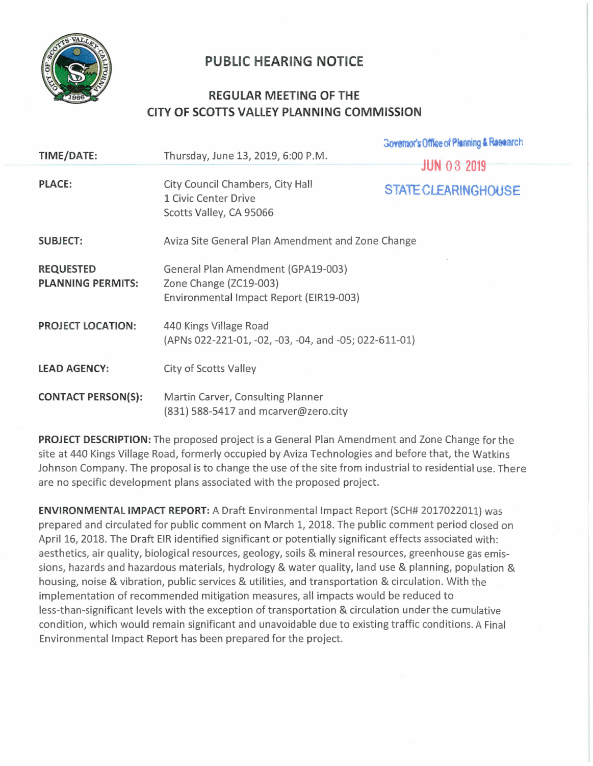# PUBLIC HEARING NOTICE

## REGULAR MEETING OF THE CITY OF SCOTTS VALLEY PLANNING COMMISSION

Governor's Office of Planning & Research

JUN 03 2019

STATE CLEARINGHOUSE

| | |
|---|---|
| **TIME/DATE:** | Thursday, June 13, 2019, 6:00 P.M. |
| **PLACE:** | City Council Chambers, City Hall<br>1 Civic Center Drive<br>Scotts Valley, CA 95066 |
| **SUBJECT:** | Aviza Site General Plan Amendment and Zone Change |
| **REQUESTED PLANNING PERMITS:** | General Plan Amendment (GPA19-003)<br>Zone Change (ZC19-003)<br>Environmental Impact Report (EIR19-003) |
| **PROJECT LOCATION:** | 440 Kings Village Road<br>(APNs 022-221-01, -02, -03, -04, and -05; 022-611-01) |
| **LEAD AGENCY:** | City of Scotts Valley |
| **CONTACT PERSON(S):** | Martin Carver, Consulting Planner<br>(831) 588-5417 and mcarver@zero.city |

**PROJECT DESCRIPTION:** The proposed project is a General Plan Amendment and Zone Change for the site at 440 Kings Village Road, formerly occupied by Aviza Technologies and before that, the Watkins Johnson Company. The proposal is to change the use of the site from industrial to residential use. There are no specific development plans associated with the proposed project.

**ENVIRONMENTAL IMPACT REPORT:** A Draft Environmental Impact Report (SCH# 2017022011) was prepared and circulated for public comment on March 1, 2018. The public comment period closed on April 16, 2018. The Draft EIR identified significant or potentially significant effects associated with: aesthetics, air quality, biological resources, geology, soils & mineral resources, greenhouse gas emissions, hazards and hazardous materials, hydrology & water quality, land use & planning, population & housing, noise & vibration, public services & utilities, and transportation & circulation. With the implementation of recommended mitigation measures, all impacts would be reduced to less-than-significant levels with the exception of transportation & circulation under the cumulative condition, which would remain significant and unavoidable due to existing traffic conditions. A Final Environmental Impact Report has been prepared for the project.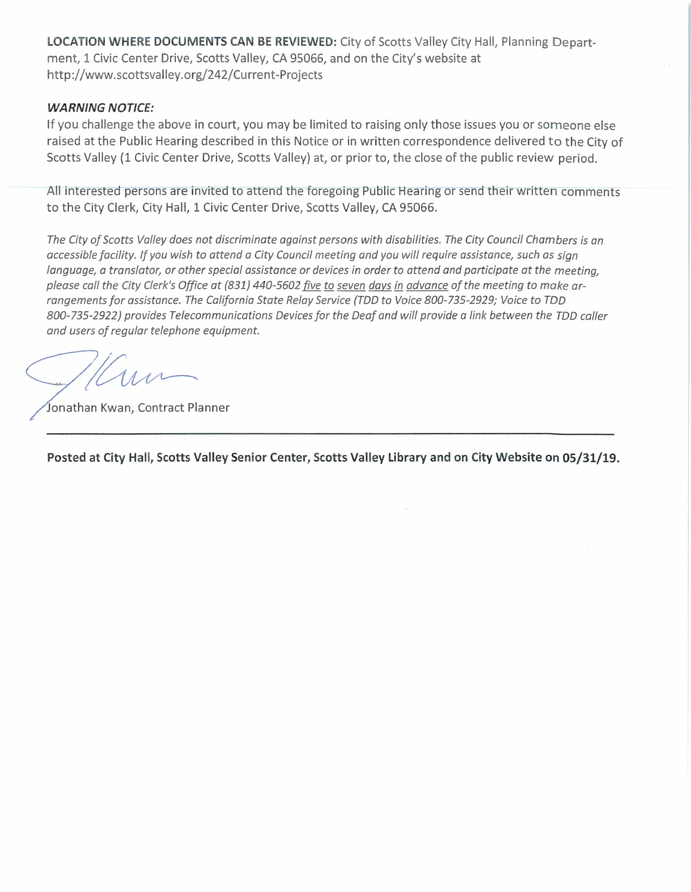**LOCATION WHERE DOCUMENTS CAN BE REVIEWED:** City of Scotts Valley City Hall, Planning Department, 1 Civic Center Drive, Scotts Valley, CA 95066, and on the City's website at http://www.scottsvalley.org/242/Current-Projects

***WARNING NOTICE:***

If you challenge the above in court, you may be limited to raising only those issues you or someone else raised at the Public Hearing described in this Notice or in written correspondence delivered to the City of Scotts Valley (1 Civic Center Drive, Scotts Valley) at, or prior to, the close of the public review period.

All interested persons are invited to attend the foregoing Public Hearing or send their written comments to the City Clerk, City Hall, 1 Civic Center Drive, Scotts Valley, CA 95066.

*The City of Scotts Valley does not discriminate against persons with disabilities. The City Council Chambers is an accessible facility. If you wish to attend a City Council meeting and you will require assistance, such as sign language, a translator, or other special assistance or devices in order to attend and participate at the meeting, please call the City Clerk's Office at (831) 440-5602 five to seven days in advance of the meeting to make arrangements for assistance. The California State Relay Service (TDD to Voice 800-735-2929; Voice to TDD 800-735-2922) provides Telecommunications Devices for the Deaf and will provide a link between the TDD caller and users of regular telephone equipment.*

Jonathan Kwan, Contract Planner

---

**Posted at City Hall, Scotts Valley Senior Center, Scotts Valley Library and on City Website on 05/31/19.**